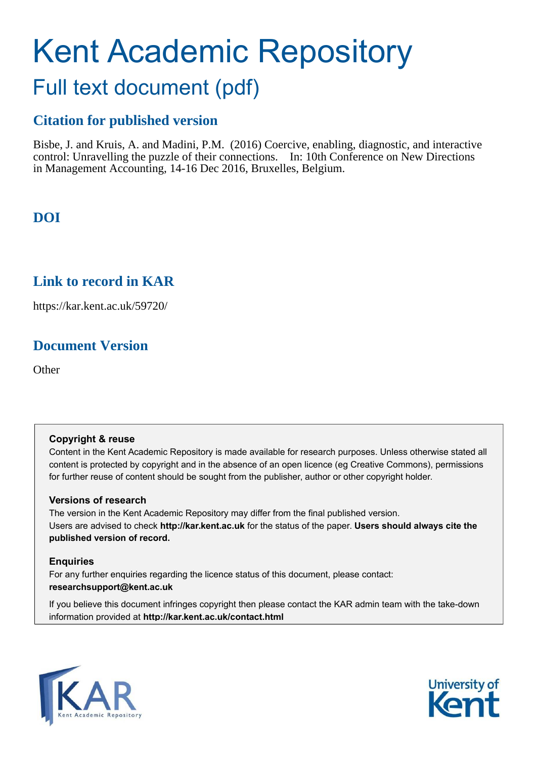# Kent Academic Repository

## Full text document (pdf)

### Citation for published version

Bisbe, J. and Kruis, A. and Madini, P.M. (2016) Coercive, enabling, diagnostic, and interactive control: Unravelling the puzzle of their connections. In: 10th Conference on New Directions in Management Accounting, 14-16 Dec 2016, Bruxelles, Belgium.

### DOI

### Link to record in KAR

https://kar.kent.ac.uk/59720/

### Document Version

Other

**Copyright & reuse**

Content in the Kent Academic Repository is made available for research purposes. Unless otherwise stated all content is protected by copyright and in the absence of an open licence (eg Creative Commons), permissions for further reuse of content should be sought from the publisher, author or other copyright holder.

**Versions of research**

The version in the Kent Academic Repository may differ from the final published version. Users are advised to check **http://kar.kent.ac.uk** for the status of the paper. **Users should always cite the published version of record.**

**Enquiries**

For any further enquiries regarding the licence status of this document, please contact: **researchsupport@kent.ac.uk**

If you believe this document infringes copyright then please contact the KAR admin team with the take-down information provided at **http://kar.kent.ac.uk/contact.html**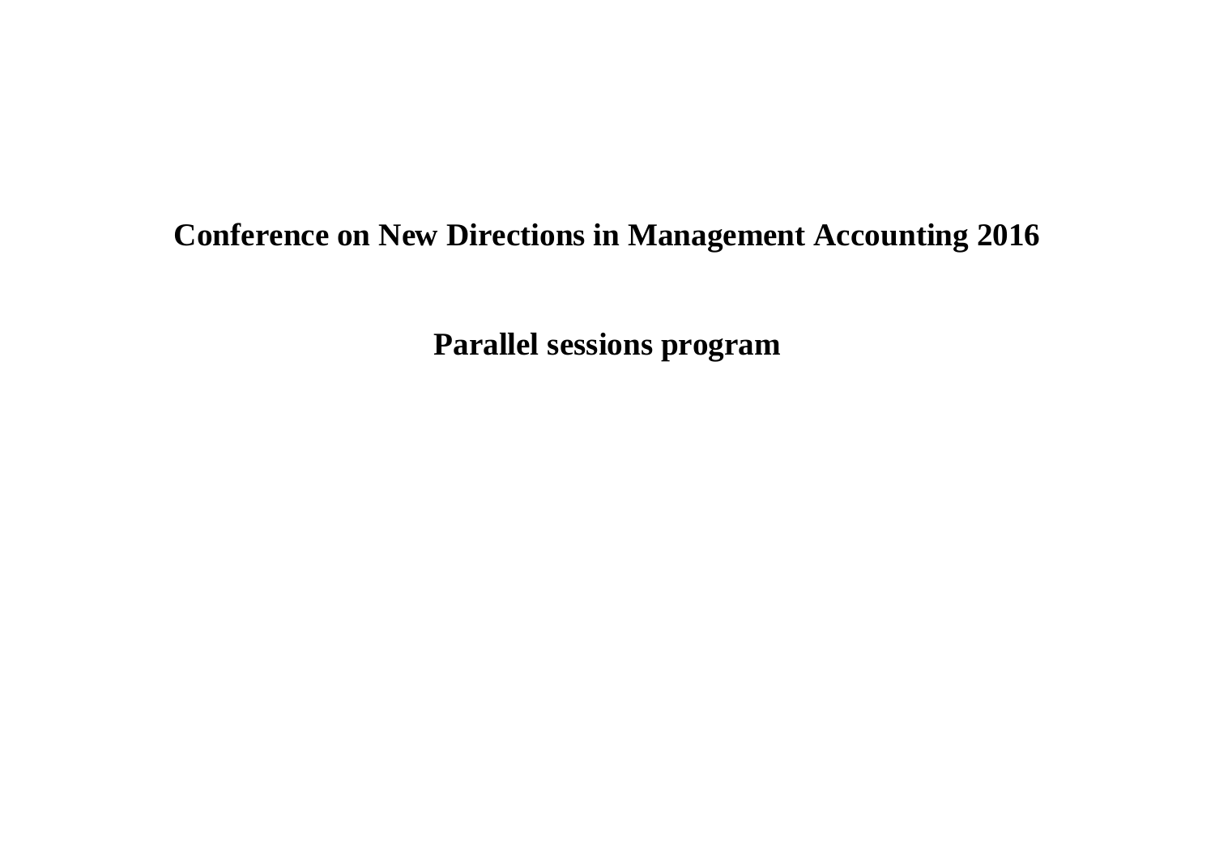# Conference on New Directions in Management Accounting 2016

## Parallel sessions program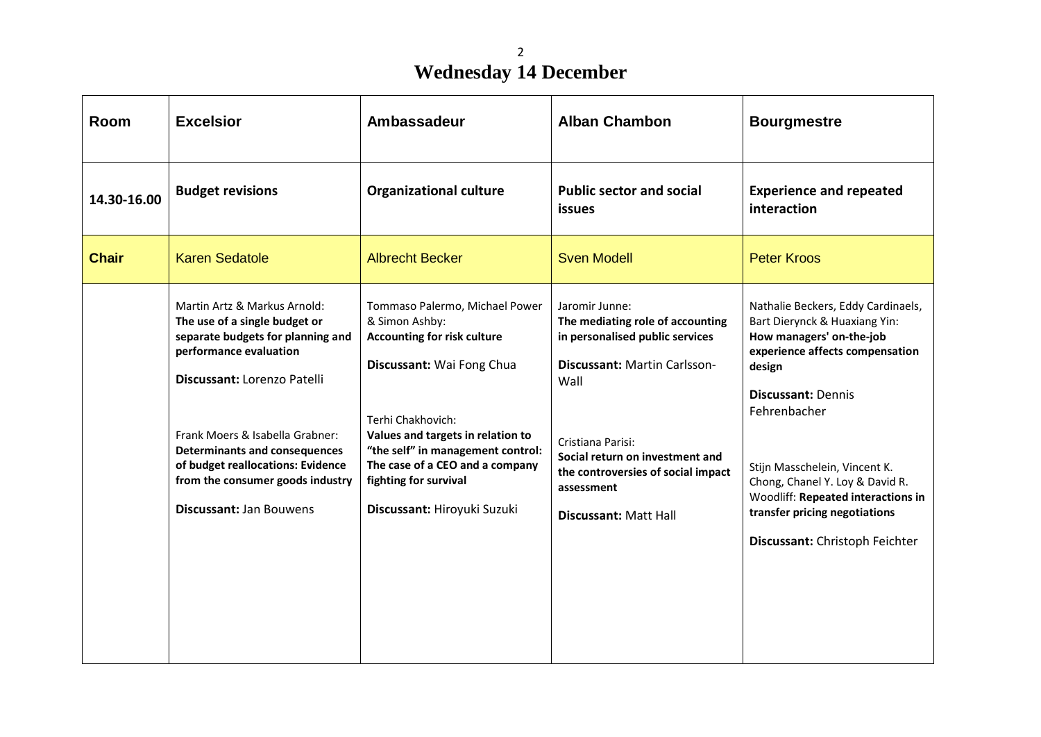# Wednesday 14 December

| Room | Excelsior | Ambassadeur | Alban Chambon | Bourgmestre |
|---|---|---|---|---|
| 14.30-16.00 | **Budget revisions** | **Organizational culture** | **Public sector and social issues** | **Experience and repeated interaction** |
| **Chair** | Karen Sedatole | Albrecht Becker | Sven Modell | Peter Kroos |
| | Martin Artz & Markus Arnold: **The use of a single budget or separate budgets for planning and performance evaluation**<br><br>**Discussant:** Lorenzo Patelli<br><br>Frank Moers & Isabella Grabner: **Determinants and consequences of budget reallocations: Evidence from the consumer goods industry**<br><br>**Discussant:** Jan Bouwens | Tommaso Palermo, Michael Power & Simon Ashby: **Accounting for risk culture**<br><br>**Discussant:** Wai Fong Chua<br><br>Terhi Chakhovich: **Values and targets in relation to "the self" in management control: The case of a CEO and a company fighting for survival**<br><br>**Discussant:** Hiroyuki Suzuki | Jaromir Junne: **The mediating role of accounting in personalised public services**<br><br>**Discussant:** Martin Carlsson-Wall<br><br>Cristiana Parisi: **Social return on investment and the controversies of social impact assessment**<br><br>**Discussant:** Matt Hall | Nathalie Beckers, Eddy Cardinaels, Bart Dierynck & Huaxiang Yin: **How managers' on-the-job experience affects compensation design**<br><br>**Discussant:** Dennis Fehrenbacher<br><br>Stijn Masschelein, Vincent K. Chong, Chanel Y. Loy & David R. Woodliff: **Repeated interactions in transfer pricing negotiations**<br><br>**Discussant:** Christoph Feichter |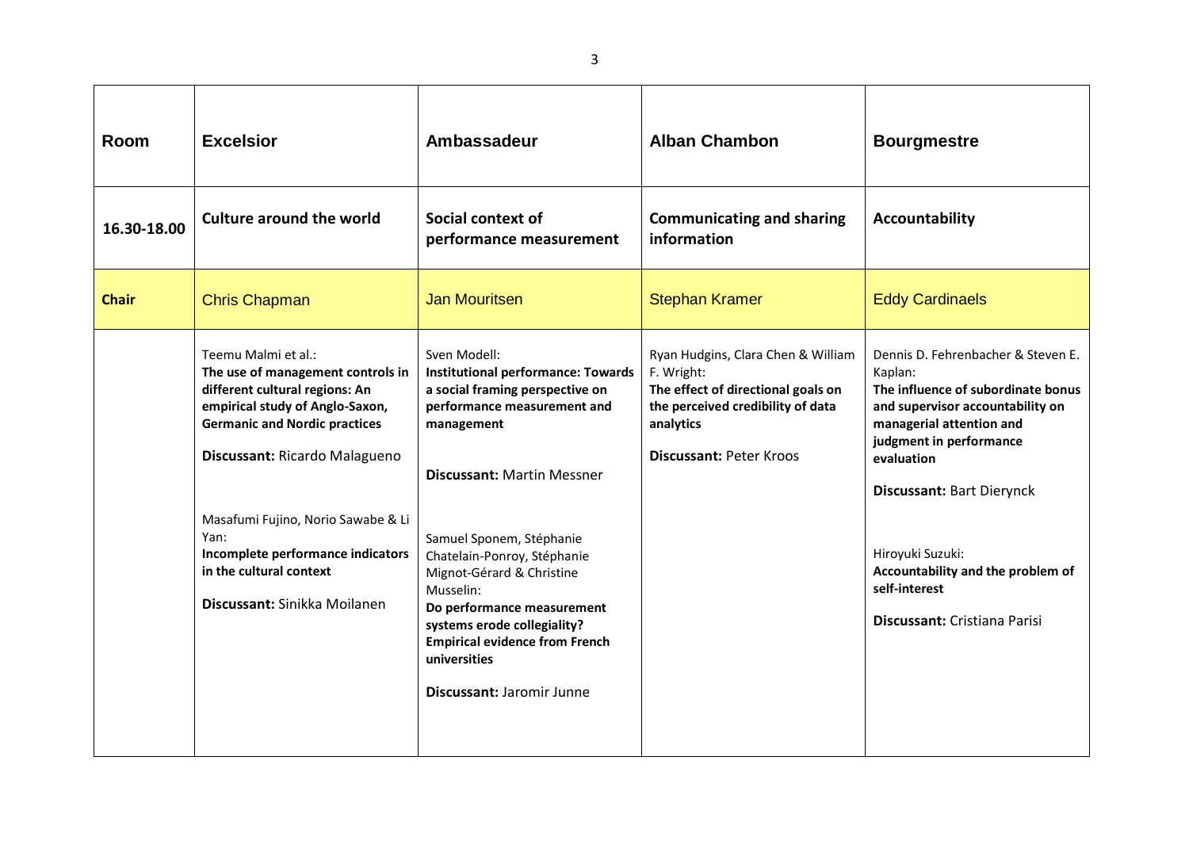| Room | Excelsior | Ambassadeur | Alban Chambon | Bourgmestre |
|---|---|---|---|---|
| **16.30-18.00** | **Culture around the world** | **Social context of performance measurement** | **Communicating and sharing information** | **Accountability** |
| **Chair** | Chris Chapman | Jan Mouritsen | Stephan Kramer | Eddy Cardinaels |
| | Teemu Malmi et al.: **The use of management controls in different cultural regions: An empirical study of Anglo-Saxon, Germanic and Nordic practices** **Discussant:** Ricardo Malagueno Masafumi Fujino, Norio Sawabe & Li Yan: **Incomplete performance indicators in the cultural context** **Discussant:** Sinikka Moilanen | Sven Modell: **Institutional performance: Towards a social framing perspective on performance measurement and management** **Discussant:** Martin Messner Samuel Sponem, Stéphanie Chatelain-Ponroy, Stéphanie Mignot-Gérard & Christine Musselin: **Do performance measurement systems erode collegiality? Empirical evidence from French universities** **Discussant:** Jaromir Junne | Ryan Hudgins, Clara Chen & William F. Wright: **The effect of directional goals on the perceived credibility of data analytics** **Discussant:** Peter Kroos | Dennis D. Fehrenbacher & Steven E. Kaplan: **The influence of subordinate bonus and supervisor accountability on managerial attention and judgment in performance evaluation** **Discussant:** Bart Dierynck Hiroyuki Suzuki: **Accountability and the problem of self-interest** **Discussant:** Cristiana Parisi |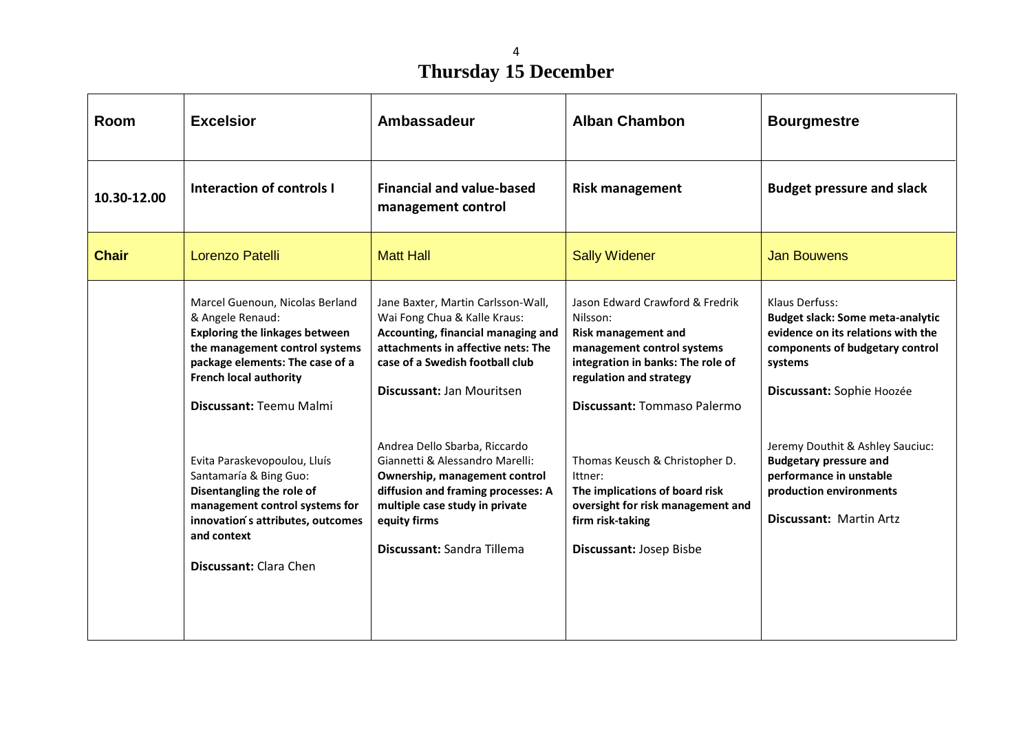# Thursday 15 December

| Room | Excelsior | Ambassadeur | Alban Chambon | Bourgmestre |
|---|---|---|---|---|
| 10.30-12.00 | **Interaction of controls I** | **Financial and value-based management control** | **Risk management** | **Budget pressure and slack** |
| **Chair** | Lorenzo Patelli | Matt Hall | Sally Widener | Jan Bouwens |
| | Marcel Guenoun, Nicolas Berland & Angele Renaud: **Exploring the linkages between the management control systems package elements: The case of a French local authority** <br><br> **Discussant:** Teemu Malmi <br><br> Evita Paraskevopoulou, Lluís Santamaría & Bing Guo: **Disentangling the role of management control systems for innovation´s attributes, outcomes and context** <br><br> **Discussant:** Clara Chen | Jane Baxter, Martin Carlsson-Wall, Wai Fong Chua & Kalle Kraus: **Accounting, financial managing and attachments in affective nets: The case of a Swedish football club** <br><br> **Discussant:** Jan Mouritsen <br><br> Andrea Dello Sbarba, Riccardo Giannetti & Alessandro Marelli: **Ownership, management control diffusion and framing processes: A multiple case study in private equity firms** <br><br> **Discussant:** Sandra Tillema | Jason Edward Crawford & Fredrik Nilsson: **Risk management and management control systems integration in banks: The role of regulation and strategy** <br><br> **Discussant:** Tommaso Palermo <br><br> Thomas Keusch & Christopher D. Ittner: **The implications of board risk oversight for risk management and firm risk-taking** <br><br> **Discussant:** Josep Bisbe | Klaus Derfuss: **Budget slack: Some meta-analytic evidence on its relations with the components of budgetary control systems** <br><br> **Discussant:** Sophie Hoozée <br><br> Jeremy Douthit & Ashley Sauciuc: **Budgetary pressure and performance in unstable production environments** <br><br> **Discussant:** Martin Artz |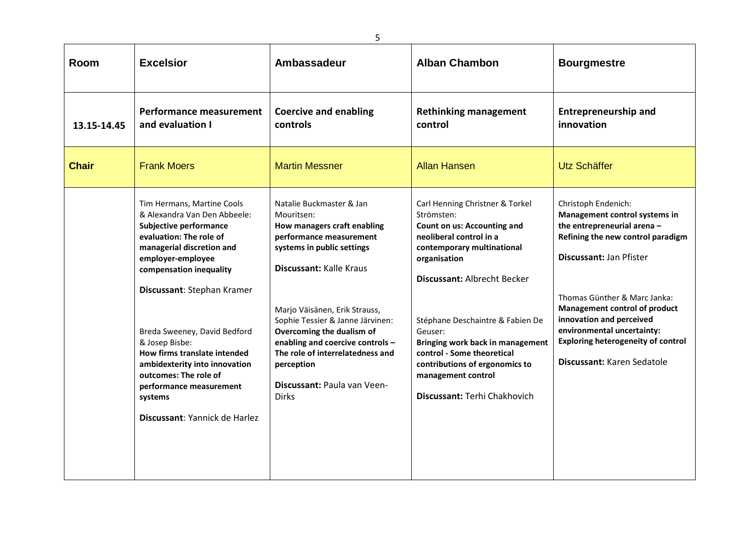| Room | Excelsior | Ambassadeur | Alban Chambon | Bourgmestre |
|---|---|---|---|---|
| 13.15-14.45 | **Performance measurement and evaluation I** | **Coercive and enabling controls** | **Rethinking management control** | **Entrepreneurship and innovation** |
| **Chair** | Frank Moers | Martin Messner | Allan Hansen | Utz Schäffer |
| | Tim Hermans, Martine Cools & Alexandra Van Den Abbeele: **Subjective performance evaluation: The role of managerial discretion and employer-employee compensation inequality** <br><br> **Discussant**: Stephan Kramer <br><br> Breda Sweeney, David Bedford & Josep Bisbe: **How firms translate intended ambidexterity into innovation outcomes: The role of performance measurement systems** <br><br> **Discussant**: Yannick de Harlez | Natalie Buckmaster & Jan Mouritsen: **How managers craft enabling performance measurement systems in public settings** <br><br> **Discussant:** Kalle Kraus <br><br> Marjo Väisänen, Erik Strauss, Sophie Tessier & Janne Järvinen: **Overcoming the dualism of enabling and coercive controls – The role of interrelatedness and perception** <br><br> **Discussant:** Paula van Veen-Dirks | Carl Henning Christner & Torkel Strömsten: **Count on us: Accounting and neoliberal control in a contemporary multinational organisation** <br><br> **Discussant:** Albrecht Becker <br><br> Stéphane Deschaintre & Fabien De Geuser: **Bringing work back in management control - Some theoretical contributions of ergonomics to management control** <br><br> **Discussant:** Terhi Chakhovich | Christoph Endenich: **Management control systems in the entrepreneurial arena – Refining the new control paradigm** <br><br> **Discussant:** Jan Pfister <br><br> Thomas Günther & Marc Janka: **Management control of product innovation and perceived environmental uncertainty: Exploring heterogeneity of control** <br><br> **Discussant:** Karen Sedatole |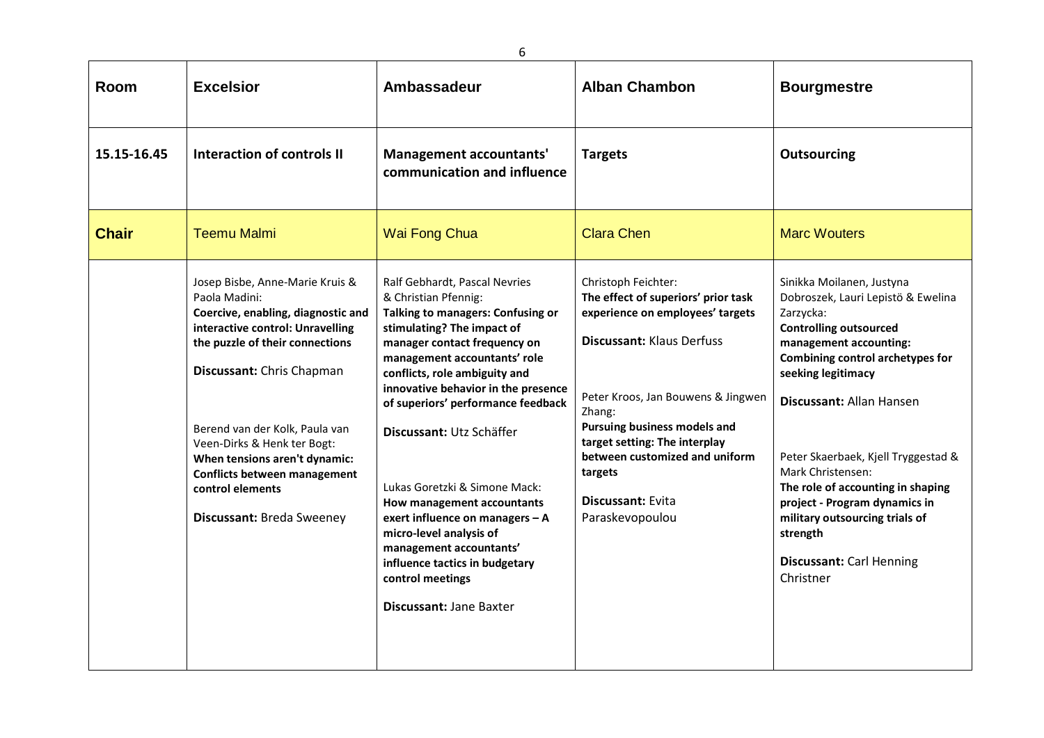| Room | Excelsior | Ambassadeur | Alban Chambon | Bourgmestre |
| --- | --- | --- | --- | --- |
| **15.15-16.45** | **Interaction of controls II** | **Management accountants' communication and influence** | **Targets** | **Outsourcing** |
| **Chair** | Teemu Malmi | Wai Fong Chua | Clara Chen | Marc Wouters |
| | Josep Bisbe, Anne-Marie Kruis & Paola Madini: **Coercive, enabling, diagnostic and interactive control: Unravelling the puzzle of their connections** **Discussant:** Chris Chapman<br><br>Berend van der Kolk, Paula van Veen-Dirks & Henk ter Bogt: **When tensions aren't dynamic: Conflicts between management control elements** **Discussant:** Breda Sweeney | Ralf Gebhardt, Pascal Nevries & Christian Pfennig: **Talking to managers: Confusing or stimulating? The impact of manager contact frequency on management accountants' role conflicts, role ambiguity and innovative behavior in the presence of superiors' performance feedback** **Discussant:** Utz Schäffer<br><br>Lukas Goretzki & Simone Mack: **How management accountants exert influence on managers – A micro-level analysis of management accountants' influence tactics in budgetary control meetings** **Discussant:** Jane Baxter | Christoph Feichter: **The effect of superiors' prior task experience on employees' targets** **Discussant:** Klaus Derfuss<br><br>Peter Kroos, Jan Bouwens & Jingwen Zhang: **Pursuing business models and target setting: The interplay between customized and uniform targets** **Discussant:** Evita Paraskevopoulou | Sinikka Moilanen, Justyna Dobroszek, Lauri Lepistö & Ewelina Zarzycka: **Controlling outsourced management accounting: Combining control archetypes for seeking legitimacy** **Discussant:** Allan Hansen<br><br>Peter Skaerbaek, Kjell Tryggestad & Mark Christensen: **The role of accounting in shaping project - Program dynamics in military outsourcing trials of strength** **Discussant:** Carl Henning Christner |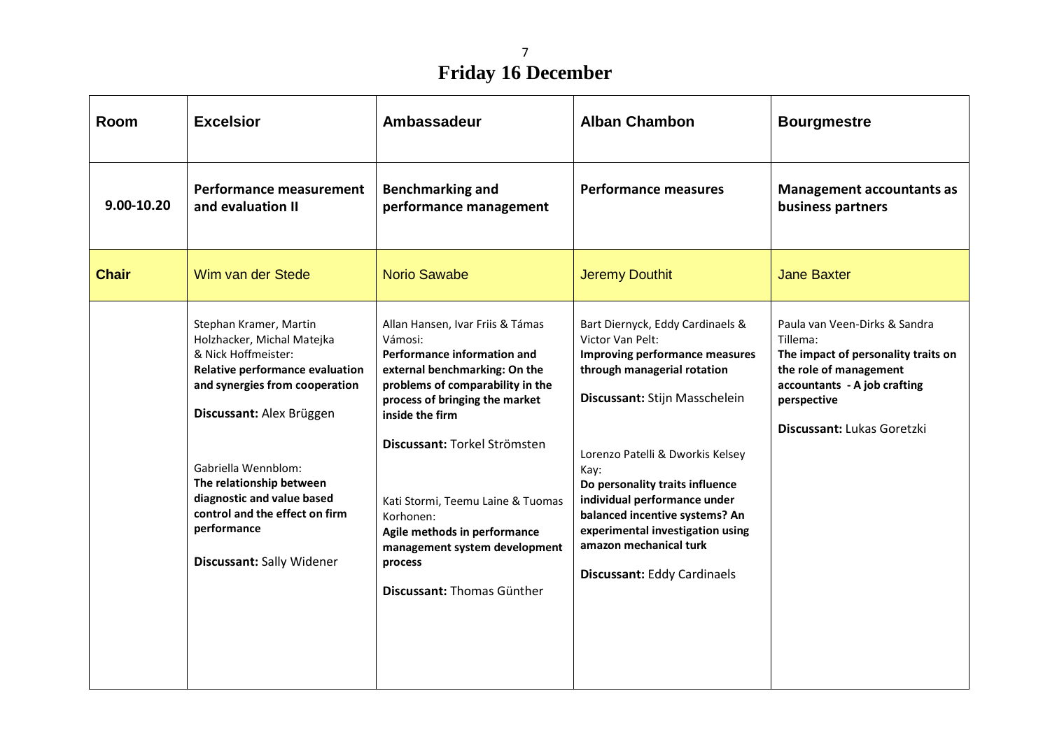# Friday 16 December

| Room | Excelsior | Ambassadeur | Alban Chambon | Bourgmestre |
|---|---|---|---|---|
| **9.00-10.20** | **Performance measurement and evaluation II** | **Benchmarking and performance management** | **Performance measures** | **Management accountants as business partners** |
| **Chair** | Wim van der Stede | Norio Sawabe | Jeremy Douthit | Jane Baxter |
| | Stephan Kramer, Martin Holzhacker, Michal Matejka & Nick Hoffmeister: **Relative performance evaluation and synergies from cooperation** <br><br> **Discussant:** Alex Brüggen <br><br> Gabriella Wennblom: **The relationship between diagnostic and value based control and the effect on firm performance** <br><br> **Discussant:** Sally Widener | Allan Hansen, Ivar Friis & Támas Vámosi: **Performance information and external benchmarking: On the problems of comparability in the process of bringing the market inside the firm** <br><br> **Discussant:** Torkel Strömsten <br><br> Kati Stormi, Teemu Laine & Tuomas Korhonen: **Agile methods in performance management system development process** <br><br> **Discussant:** Thomas Günther | Bart Diernyck, Eddy Cardinaels & Victor Van Pelt: **Improving performance measures through managerial rotation** <br><br> **Discussant:** Stijn Masschelein <br><br> Lorenzo Patelli & Dworkis Kelsey Kay: **Do personality traits influence individual performance under balanced incentive systems? An experimental investigation using amazon mechanical turk** <br><br> **Discussant:** Eddy Cardinaels | Paula van Veen-Dirks & Sandra Tillema: **The impact of personality traits on the role of management accountants - A job crafting perspective** <br><br> **Discussant:** Lukas Goretzki |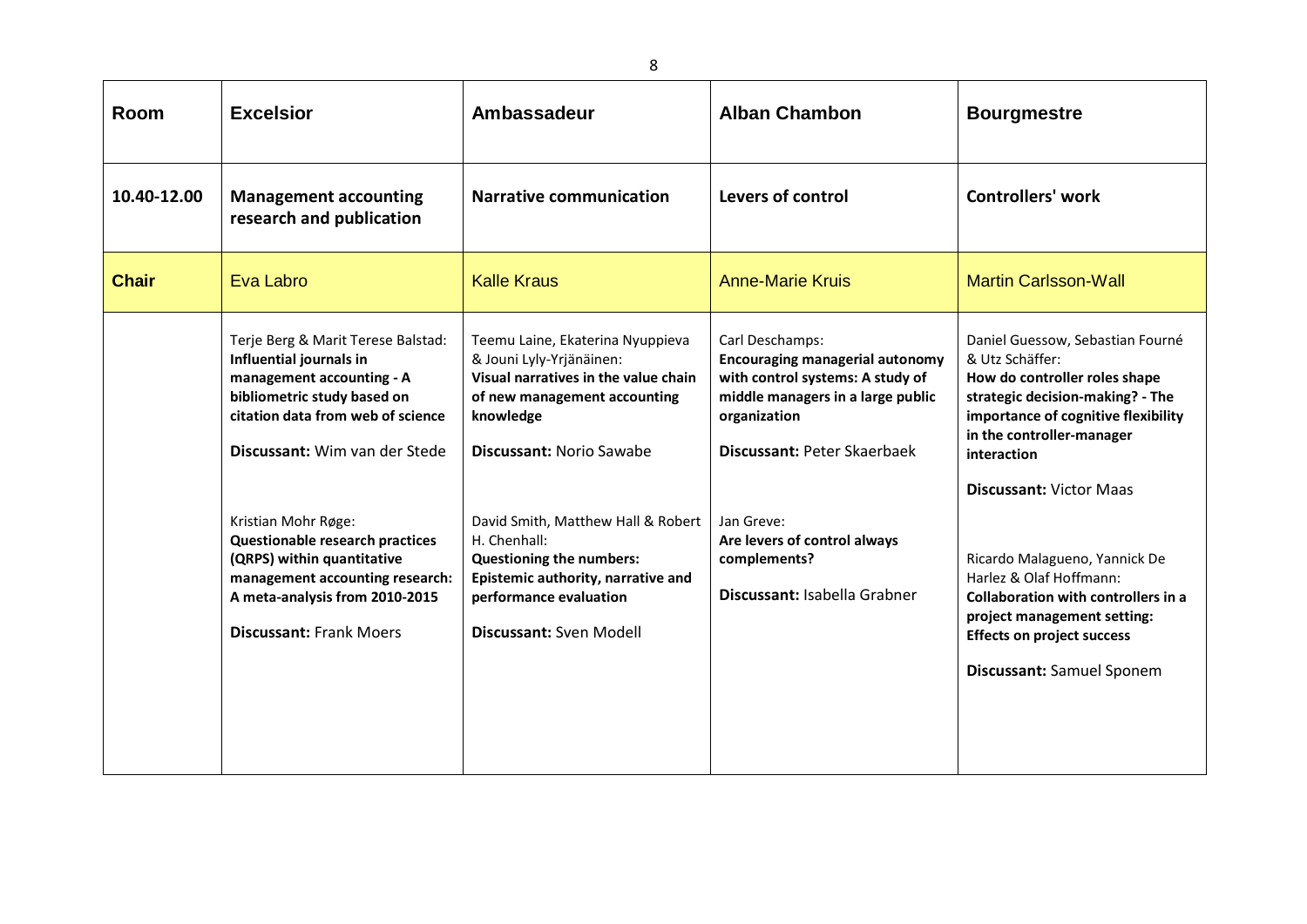| Room | Excelsior | Ambassadeur | Alban Chambon | Bourgmestre |
|---|---|---|---|---|
| 10.40-12.00 | **Management accounting research and publication** | **Narrative communication** | **Levers of control** | **Controllers' work** |
| **Chair** | Eva Labro | Kalle Kraus | Anne-Marie Kruis | Martin Carlsson-Wall |
| | Terje Berg & Marit Terese Balstad: **Influential journals in management accounting - A bibliometric study based on citation data from web of science** **Discussant:** Wim van der Stede<br><br>Kristian Mohr Røge: **Questionable research practices (QRPS) within quantitative management accounting research: A meta-analysis from 2010-2015** **Discussant:** Frank Moers | Teemu Laine, Ekaterina Nyuppieva & Jouni Lyly-Yrjänäinen: **Visual narratives in the value chain of new management accounting knowledge** **Discussant:** Norio Sawabe<br><br>David Smith, Matthew Hall & Robert H. Chenhall: **Questioning the numbers: Epistemic authority, narrative and performance evaluation** **Discussant:** Sven Modell | Carl Deschamps: **Encouraging managerial autonomy with control systems: A study of middle managers in a large public organization** **Discussant:** Peter Skaerbaek<br><br>Jan Greve: **Are levers of control always complements?** **Discussant:** Isabella Grabner | Daniel Guessow, Sebastian Fourné & Utz Schäffer: **How do controller roles shape strategic decision-making? - The importance of cognitive flexibility in the controller-manager interaction** **Discussant:** Victor Maas<br><br>Ricardo Malagueno, Yannick De Harlez & Olaf Hoffmann: **Collaboration with controllers in a project management setting: Effects on project success** **Discussant:** Samuel Sponem |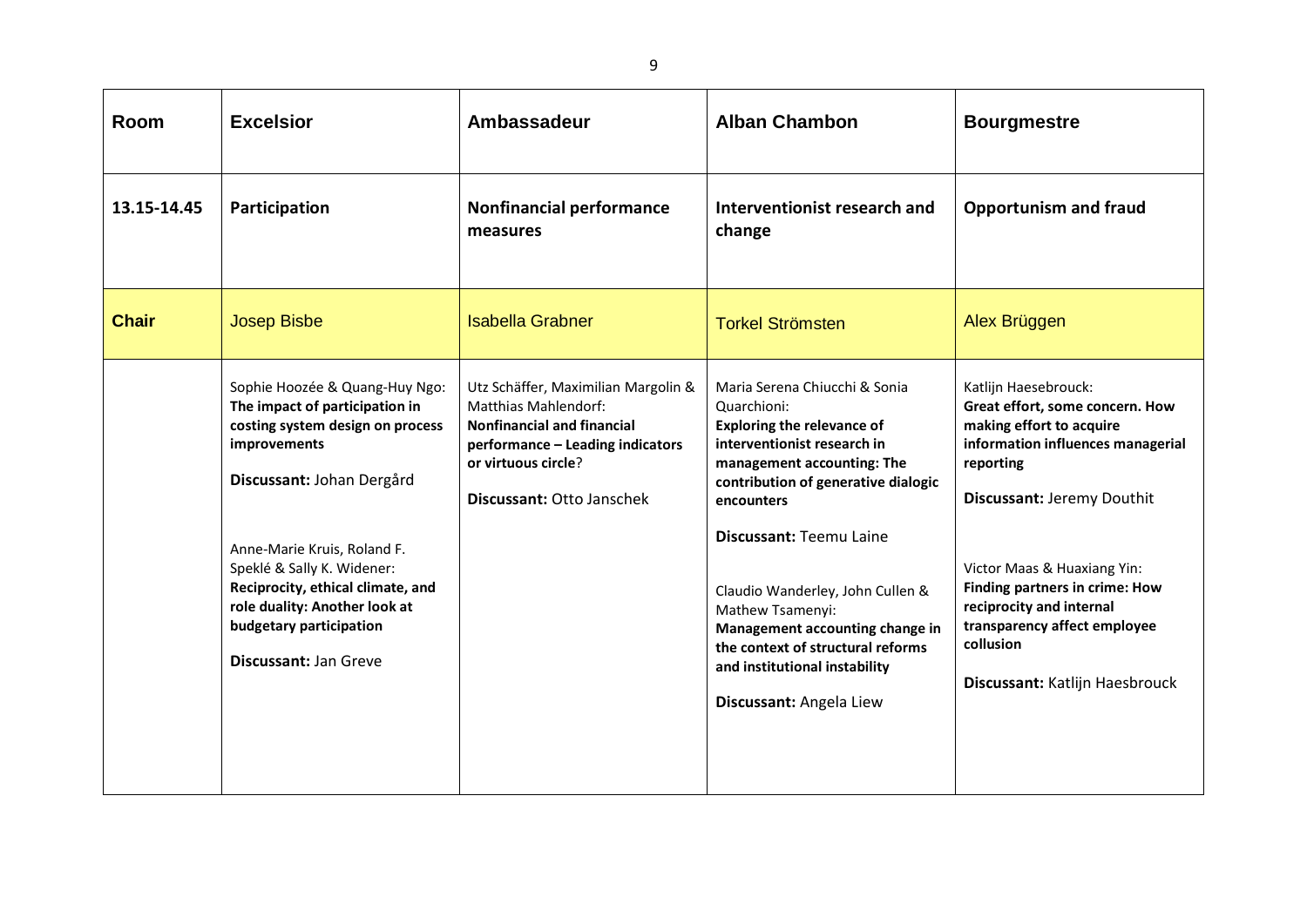| Room | Excelsior | Ambassadeur | Alban Chambon | Bourgmestre |
|---|---|---|---|---|
| 13.15-14.45 | **Participation** | **Nonfinancial performance measures** | **Interventionist research and change** | **Opportunism and fraud** |
| **Chair** | Josep Bisbe | Isabella Grabner | Torkel Strömsten | Alex Brüggen |
| | Sophie Hoozée & Quang-Huy Ngo: **The impact of participation in costing system design on process improvements** **Discussant:** Johan Dergård Anne-Marie Kruis, Roland F. Speklé & Sally K. Widener: **Reciprocity, ethical climate, and role duality: Another look at budgetary participation** **Discussant:** Jan Greve | Utz Schäffer, Maximilian Margolin & Matthias Mahlendorf: **Nonfinancial and financial performance – Leading indicators or virtuous circle**? **Discussant:** Otto Janschek | Maria Serena Chiucchi & Sonia Quarchioni: **Exploring the relevance of interventionist research in management accounting: The contribution of generative dialogic encounters** **Discussant:** Teemu Laine Claudio Wanderley, John Cullen & Mathew Tsamenyi: **Management accounting change in the context of structural reforms and institutional instability** **Discussant:** Angela Liew | Katlijn Haesebrouck: **Great effort, some concern. How making effort to acquire information influences managerial reporting** **Discussant:** Jeremy Douthit Victor Maas & Huaxiang Yin: **Finding partners in crime: How reciprocity and internal transparency affect employee collusion** **Discussant:** Katlijn Haesbrouck |